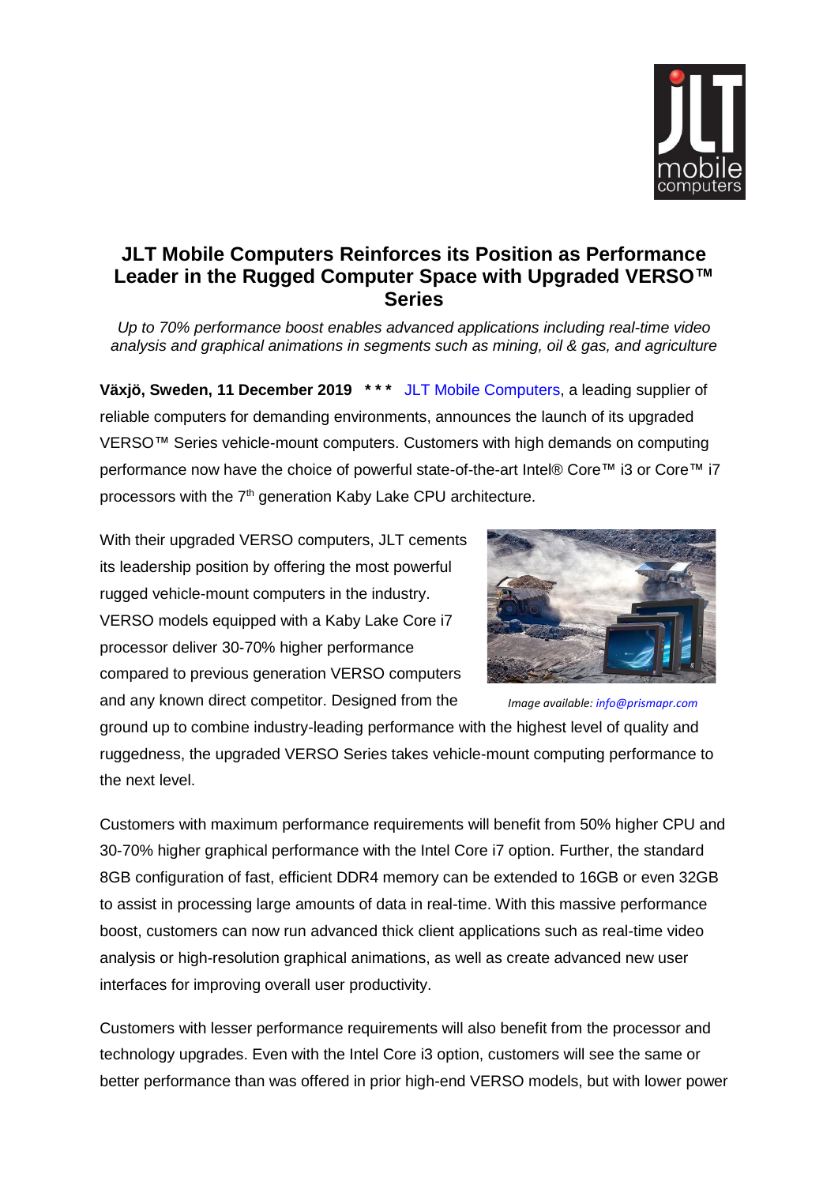# JLT Mobile Computers Reinforces its Position as Performance Leader in the Rugged Computer Space with Upgraded VERSO™ Series

*Up to 70% performance boost enables advanced applications including real-time video analysis and graphical animations in segments such as mining, oil & gas, and agriculture*

**Växjö, Sweden, 11 December 2019 * * *** JLT Mobile Computers, a leading supplier of reliable computers for demanding environments, announces the launch of its upgraded VERSO™ Series vehicle-mount computers. Customers with high demands on computing performance now have the choice of powerful state-of-the-art Intel® Core™ i3 or Core™ i7 processors with the 7th generation Kaby Lake CPU architecture.

With their upgraded VERSO computers, JLT cements its leadership position by offering the most powerful rugged vehicle-mount computers in the industry. VERSO models equipped with a Kaby Lake Core i7 processor deliver 30-70% higher performance compared to previous generation VERSO computers and any known direct competitor. Designed from the ground up to combine industry-leading performance with the highest level of quality and ruggedness, the upgraded VERSO Series takes vehicle-mount computing performance to the next level.

*Image available: info@prismapr.com*

Customers with maximum performance requirements will benefit from 50% higher CPU and 30-70% higher graphical performance with the Intel Core i7 option. Further, the standard 8GB configuration of fast, efficient DDR4 memory can be extended to 16GB or even 32GB to assist in processing large amounts of data in real-time. With this massive performance boost, customers can now run advanced thick client applications such as real-time video analysis or high-resolution graphical animations, as well as create advanced new user interfaces for improving overall user productivity.

Customers with lesser performance requirements will also benefit from the processor and technology upgrades. Even with the Intel Core i3 option, customers will see the same or better performance than was offered in prior high-end VERSO models, but with lower power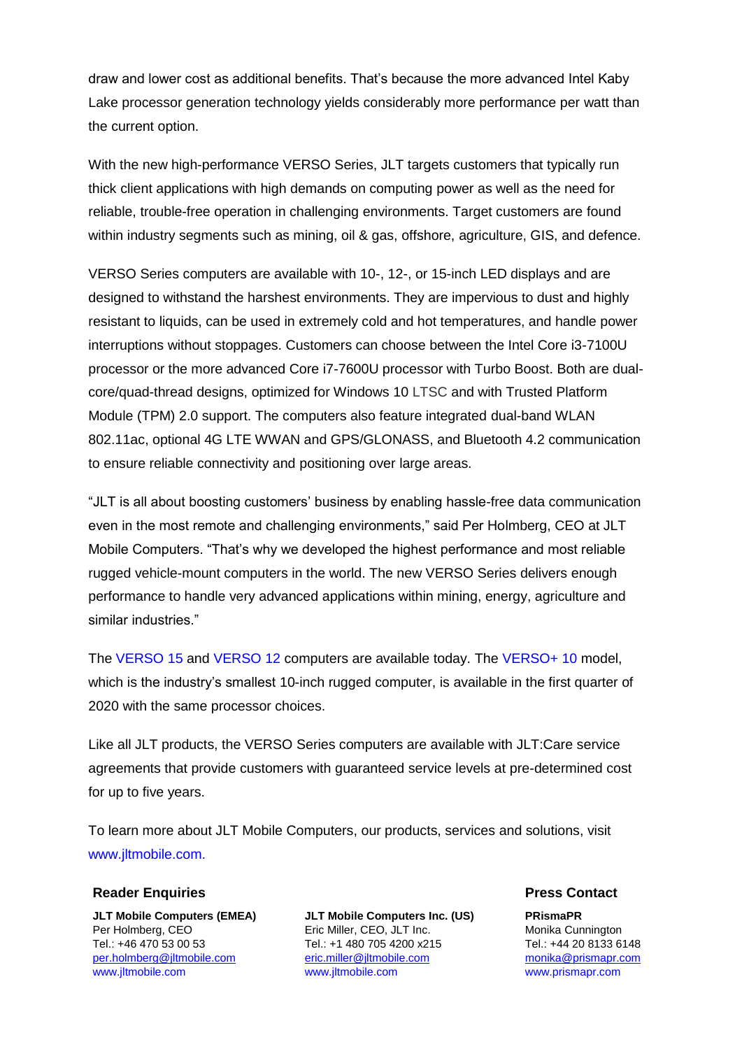draw and lower cost as additional benefits. That's because the more advanced Intel Kaby Lake processor generation technology yields considerably more performance per watt than the current option.

With the new high-performance VERSO Series, JLT targets customers that typically run thick client applications with high demands on computing power as well as the need for reliable, trouble-free operation in challenging environments. Target customers are found within industry segments such as mining, oil & gas, offshore, agriculture, GIS, and defence.

VERSO Series computers are available with 10-, 12-, or 15-inch LED displays and are designed to withstand the harshest environments. They are impervious to dust and highly resistant to liquids, can be used in extremely cold and hot temperatures, and handle power interruptions without stoppages. Customers can choose between the Intel Core i3-7100U processor or the more advanced Core i7-7600U processor with Turbo Boost. Both are dual-core/quad-thread designs, optimized for Windows 10 LTSC and with Trusted Platform Module (TPM) 2.0 support. The computers also feature integrated dual-band WLAN 802.11ac, optional 4G LTE WWAN and GPS/GLONASS, and Bluetooth 4.2 communication to ensure reliable connectivity and positioning over large areas.

"JLT is all about boosting customers' business by enabling hassle-free data communication even in the most remote and challenging environments," said Per Holmberg, CEO at JLT Mobile Computers. "That's why we developed the highest performance and most reliable rugged vehicle-mount computers in the world. The new VERSO Series delivers enough performance to handle very advanced applications within mining, energy, agriculture and similar industries."

The VERSO 15 and VERSO 12 computers are available today. The VERSO+ 10 model, which is the industry's smallest 10-inch rugged computer, is available in the first quarter of 2020 with the same processor choices.

Like all JLT products, the VERSO Series computers are available with JLT:Care service agreements that provide customers with guaranteed service levels at pre-determined cost for up to five years.

To learn more about JLT Mobile Computers, our products, services and solutions, visit www.jltmobile.com.

### Reader Enquiries

**JLT Mobile Computers (EMEA)**
Per Holmberg, CEO
Tel.: +46 470 53 00 53
per.holmberg@jltmobile.com
www.jltmobile.com

**JLT Mobile Computers Inc. (US)**
Eric Miller, CEO, JLT Inc.
Tel.: +1 480 705 4200 x215
eric.miller@jltmobile.com
www.jltmobile.com

### Press Contact

**PRismaPR**
Monika Cunnington
Tel.: +44 20 8133 6148
monika@prismapr.com
www.prismapr.com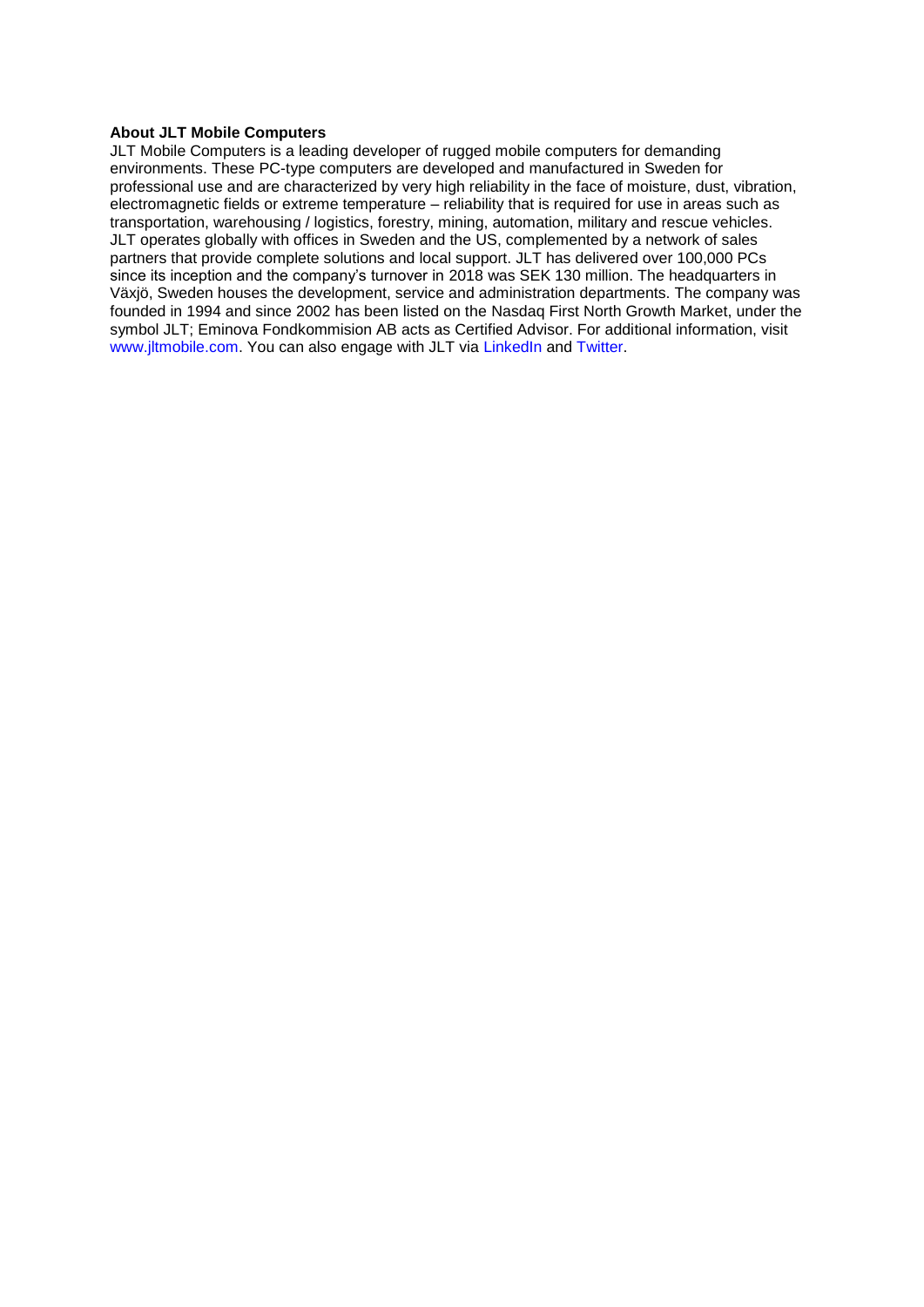**About JLT Mobile Computers**

JLT Mobile Computers is a leading developer of rugged mobile computers for demanding environments. These PC-type computers are developed and manufactured in Sweden for professional use and are characterized by very high reliability in the face of moisture, dust, vibration, electromagnetic fields or extreme temperature – reliability that is required for use in areas such as transportation, warehousing / logistics, forestry, mining, automation, military and rescue vehicles. JLT operates globally with offices in Sweden and the US, complemented by a network of sales partners that provide complete solutions and local support. JLT has delivered over 100,000 PCs since its inception and the company's turnover in 2018 was SEK 130 million. The headquarters in Växjö, Sweden houses the development, service and administration departments. The company was founded in 1994 and since 2002 has been listed on the Nasdaq First North Growth Market, under the symbol JLT; Eminova Fondkommision AB acts as Certified Advisor. For additional information, visit www.jltmobile.com. You can also engage with JLT via LinkedIn and Twitter.